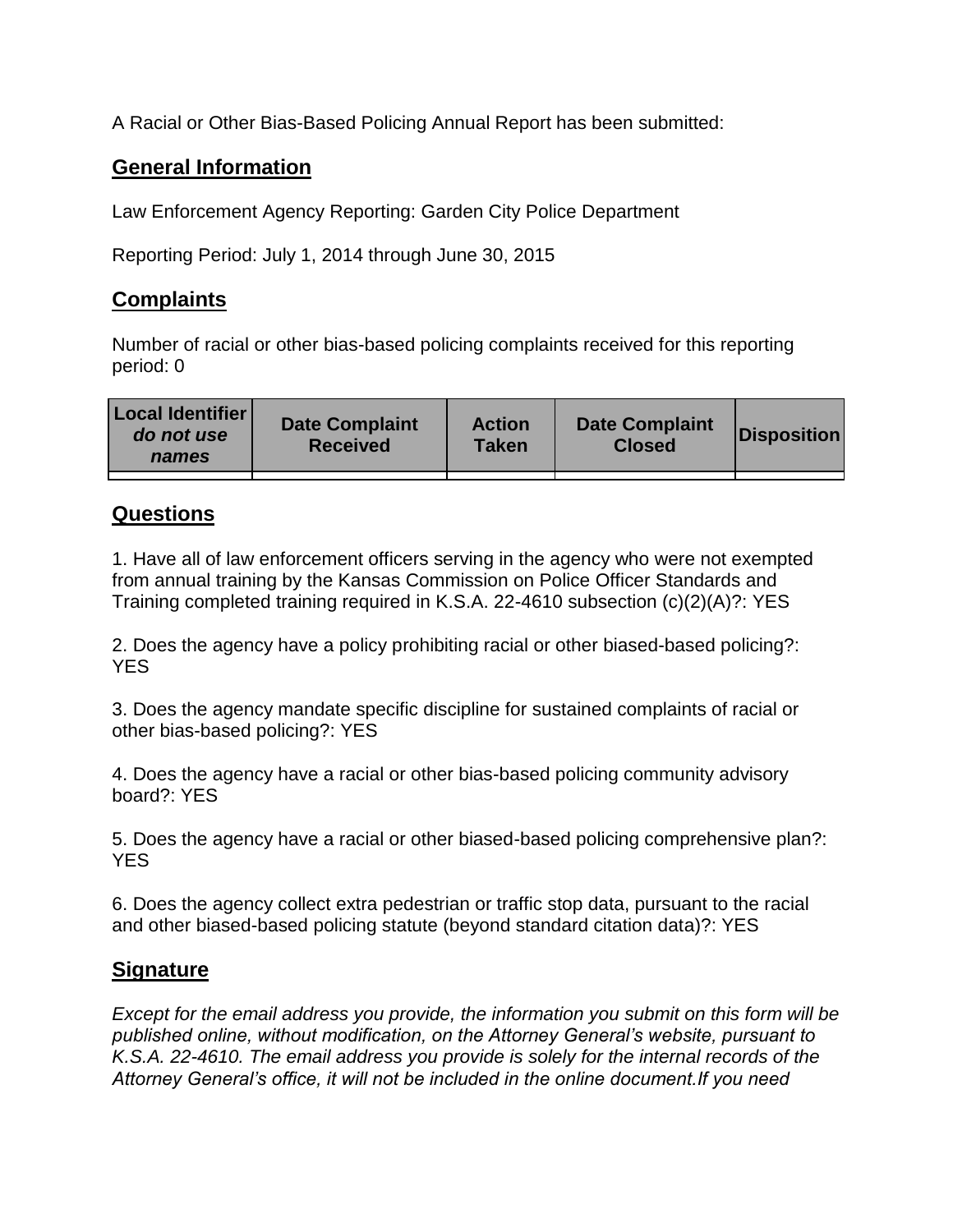A Racial or Other Bias-Based Policing Annual Report has been submitted:

## General Information

Law Enforcement Agency Reporting: Garden City Police Department

Reporting Period: July 1, 2014 through June 30, 2015

## Complaints

Number of racial or other bias-based policing complaints received for this reporting period: 0

| Local Identifier *do not use names* | Date Complaint Received | Action Taken | Date Complaint Closed | Disposition |
|---|---|---|---|---|
| | | | | |

## Questions

1. Have all of law enforcement officers serving in the agency who were not exempted from annual training by the Kansas Commission on Police Officer Standards and Training completed training required in K.S.A. 22-4610 subsection (c)(2)(A)?: YES

2. Does the agency have a policy prohibiting racial or other biased-based policing?: YES

3. Does the agency mandate specific discipline for sustained complaints of racial or other bias-based policing?: YES

4. Does the agency have a racial or other bias-based policing community advisory board?: YES

5. Does the agency have a racial or other biased-based policing comprehensive plan?: YES

6. Does the agency collect extra pedestrian or traffic stop data, pursuant to the racial and other biased-based policing statute (beyond standard citation data)?: YES

## Signature

*Except for the email address you provide, the information you submit on this form will be published online, without modification, on the Attorney General's website, pursuant to K.S.A. 22-4610. The email address you provide is solely for the internal records of the Attorney General's office, it will not be included in the online document.If you need*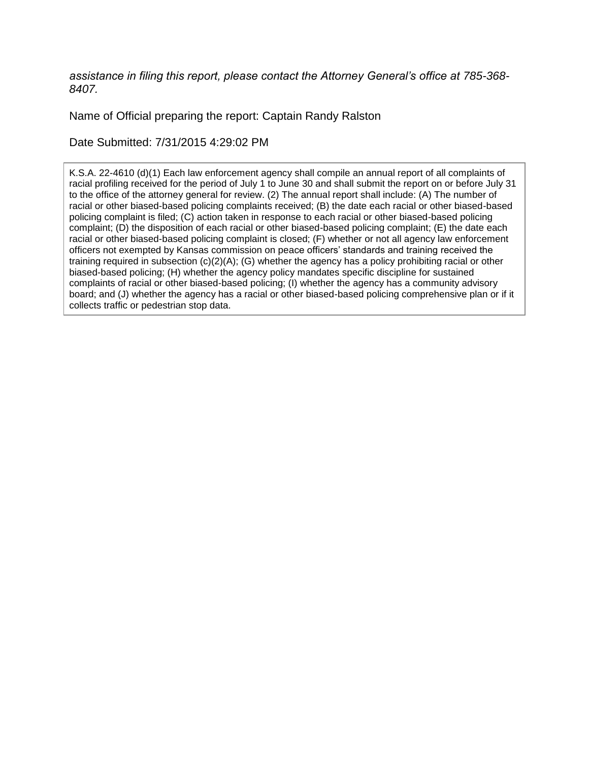*assistance in filing this report, please contact the Attorney General's office at 785-368-8407.*

Name of Official preparing the report: Captain Randy Ralston

Date Submitted: 7/31/2015 4:29:02 PM

K.S.A. 22-4610 (d)(1) Each law enforcement agency shall compile an annual report of all complaints of racial profiling received for the period of July 1 to June 30 and shall submit the report on or before July 31 to the office of the attorney general for review. (2) The annual report shall include: (A) The number of racial or other biased-based policing complaints received; (B) the date each racial or other biased-based policing complaint is filed; (C) action taken in response to each racial or other biased-based policing complaint; (D) the disposition of each racial or other biased-based policing complaint; (E) the date each racial or other biased-based policing complaint is closed; (F) whether or not all agency law enforcement officers not exempted by Kansas commission on peace officers' standards and training received the training required in subsection (c)(2)(A); (G) whether the agency has a policy prohibiting racial or other biased-based policing; (H) whether the agency policy mandates specific discipline for sustained complaints of racial or other biased-based policing; (I) whether the agency has a community advisory board; and (J) whether the agency has a racial or other biased-based policing comprehensive plan or if it collects traffic or pedestrian stop data.